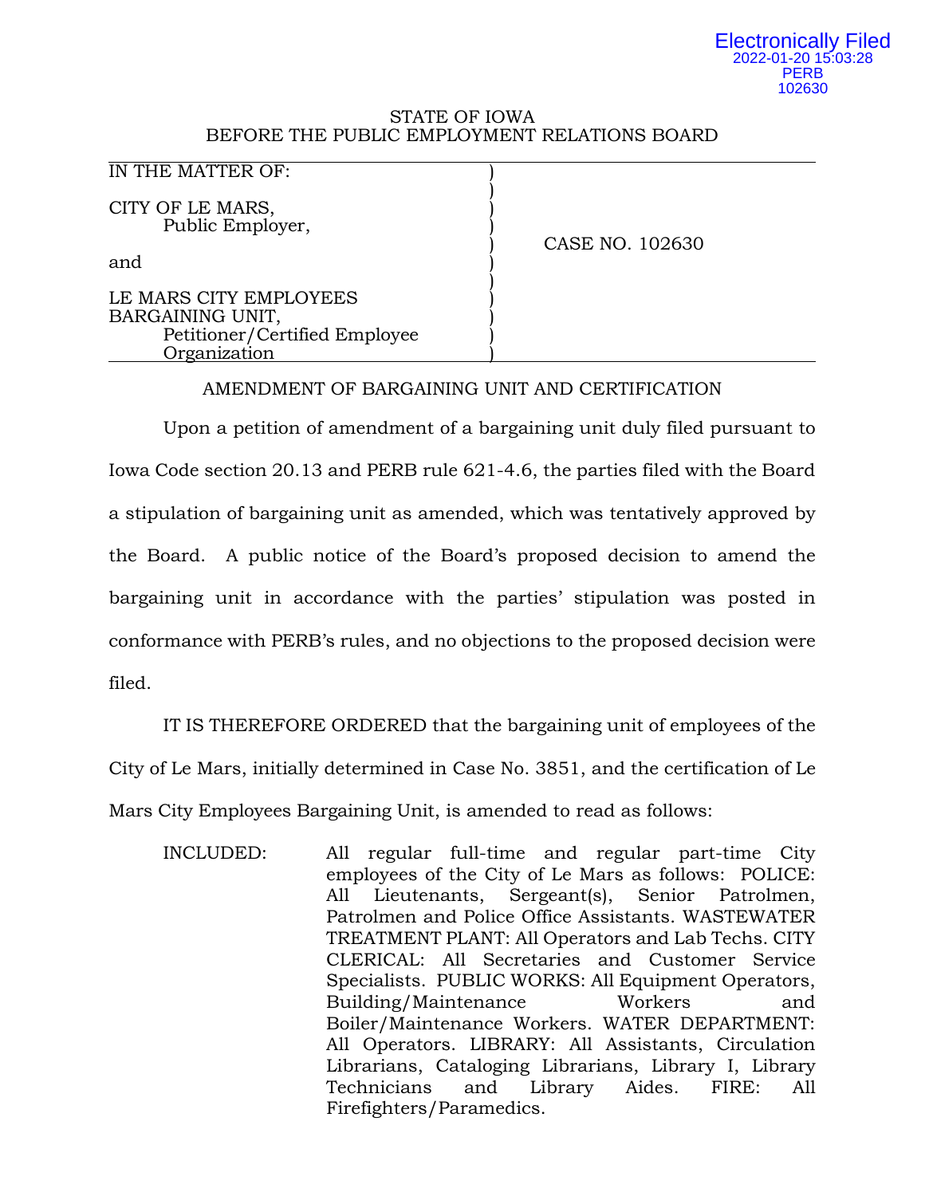Electronically Filed
2022-01-20 15:03:28
PERB
102630

STATE OF IOWA
BEFORE THE PUBLIC EMPLOYMENT RELATIONS BOARD

| IN THE MATTER OF: | |
|---|---|
| CITY OF LE MARS, Public Employer, | CASE NO. 102630 |
| and | |
| LE MARS CITY EMPLOYEES BARGAINING UNIT, Petitioner/Certified Employee Organization | |

AMENDMENT OF BARGAINING UNIT AND CERTIFICATION

Upon a petition of amendment of a bargaining unit duly filed pursuant to Iowa Code section 20.13 and PERB rule 621-4.6, the parties filed with the Board a stipulation of bargaining unit as amended, which was tentatively approved by the Board. A public notice of the Board's proposed decision to amend the bargaining unit in accordance with the parties' stipulation was posted in conformance with PERB's rules, and no objections to the proposed decision were filed.

IT IS THEREFORE ORDERED that the bargaining unit of employees of the City of Le Mars, initially determined in Case No. 3851, and the certification of Le Mars City Employees Bargaining Unit, is amended to read as follows:

INCLUDED: All regular full-time and regular part-time City employees of the City of Le Mars as follows: POLICE: All Lieutenants, Sergeant(s), Senior Patrolmen, Patrolmen and Police Office Assistants. WASTEWATER TREATMENT PLANT: All Operators and Lab Techs. CITY CLERICAL: All Secretaries and Customer Service Specialists. PUBLIC WORKS: All Equipment Operators, Building/Maintenance Workers and Boiler/Maintenance Workers. WATER DEPARTMENT: All Operators. LIBRARY: All Assistants, Circulation Librarians, Cataloging Librarians, Library I, Library Technicians and Library Aides. FIRE: All Firefighters/Paramedics.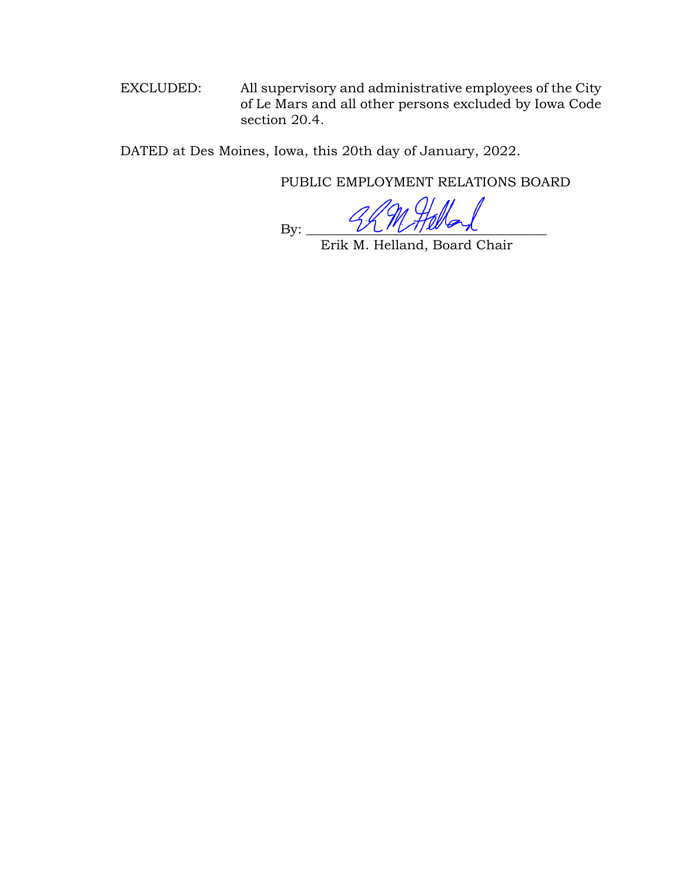EXCLUDED: All supervisory and administrative employees of the City of Le Mars and all other persons excluded by Iowa Code section 20.4.

DATED at Des Moines, Iowa, this 20th day of January, 2022.

PUBLIC EMPLOYMENT RELATIONS BOARD

By: ________________________________

Erik M. Helland, Board Chair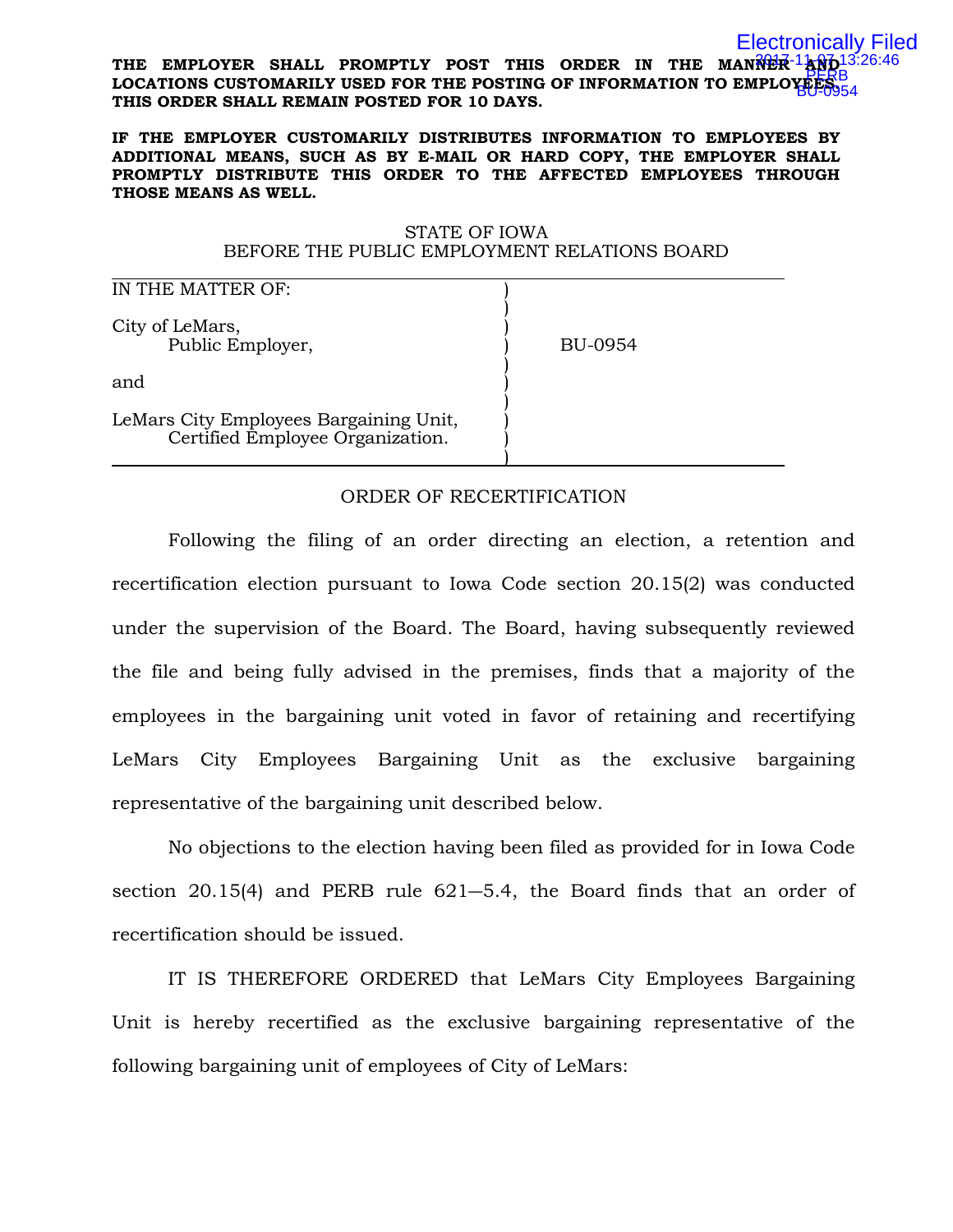**THE EMPLOYER SHALL PROMPTLY POST THIS ORDER IN THE MANNER AND LOCATIONS CUSTOMARILY USED FOR THE POSTING OF INFORMATION TO EMPLOYEES. THIS ORDER SHALL REMAIN POSTED FOR 10 DAYS.**

**IF THE EMPLOYER CUSTOMARILY DISTRIBUTES INFORMATION TO EMPLOYEES BY ADDITIONAL MEANS, SUCH AS BY E-MAIL OR HARD COPY, THE EMPLOYER SHALL PROMPTLY DISTRIBUTE THIS ORDER TO THE AFFECTED EMPLOYEES THROUGH THOSE MEANS AS WELL.**

STATE OF IOWA
BEFORE THE PUBLIC EMPLOYMENT RELATIONS BOARD

| | |
|---|---|
| IN THE MATTER OF:<br><br>City of LeMars,<br>Public Employer,<br><br>and<br><br>LeMars City Employees Bargaining Unit,<br>Certified Employee Organization. | BU-0954 |

ORDER OF RECERTIFICATION

Following the filing of an order directing an election, a retention and recertification election pursuant to Iowa Code section 20.15(2) was conducted under the supervision of the Board. The Board, having subsequently reviewed the file and being fully advised in the premises, finds that a majority of the employees in the bargaining unit voted in favor of retaining and recertifying LeMars City Employees Bargaining Unit as the exclusive bargaining representative of the bargaining unit described below.

No objections to the election having been filed as provided for in Iowa Code section 20.15(4) and PERB rule 621—5.4, the Board finds that an order of recertification should be issued.

IT IS THEREFORE ORDERED that LeMars City Employees Bargaining Unit is hereby recertified as the exclusive bargaining representative of the following bargaining unit of employees of City of LeMars: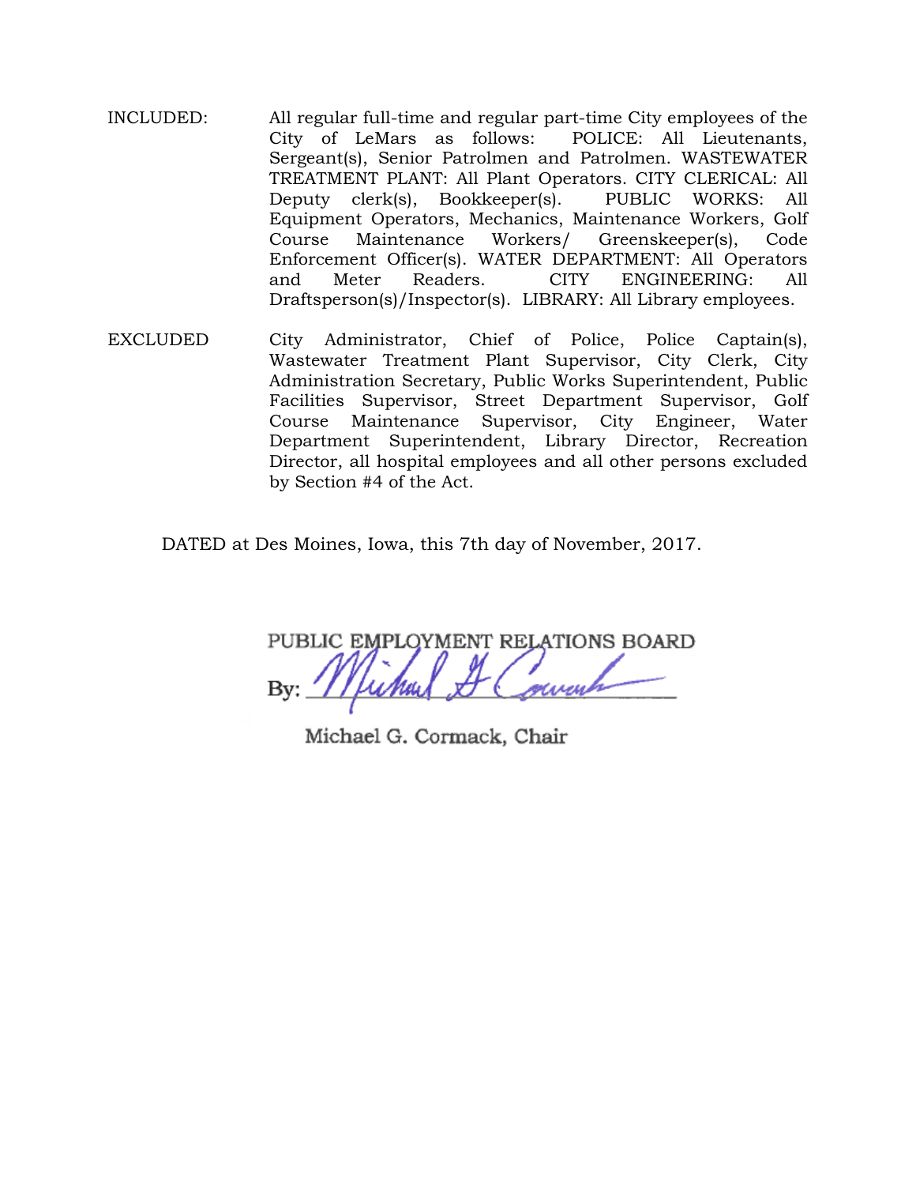INCLUDED: All regular full-time and regular part-time City employees of the City of LeMars as follows: POLICE: All Lieutenants, Sergeant(s), Senior Patrolmen and Patrolmen. WASTEWATER TREATMENT PLANT: All Plant Operators. CITY CLERICAL: All Deputy clerk(s), Bookkeeper(s). PUBLIC WORKS: All Equipment Operators, Mechanics, Maintenance Workers, Golf Course Maintenance Workers/ Greenskeeper(s), Code Enforcement Officer(s). WATER DEPARTMENT: All Operators and Meter Readers. CITY ENGINEERING: All Draftsperson(s)/Inspector(s). LIBRARY: All Library employees.

EXCLUDED City Administrator, Chief of Police, Police Captain(s), Wastewater Treatment Plant Supervisor, City Clerk, City Administration Secretary, Public Works Superintendent, Public Facilities Supervisor, Street Department Supervisor, Golf Course Maintenance Supervisor, City Engineer, Water Department Superintendent, Library Director, Recreation Director, all hospital employees and all other persons excluded by Section #4 of the Act.

DATED at Des Moines, Iowa, this 7th day of November, 2017.

PUBLIC EMPLOYMENT RELATIONS BOARD

By: *Michael G. Cormack*

Michael G. Cormack, Chair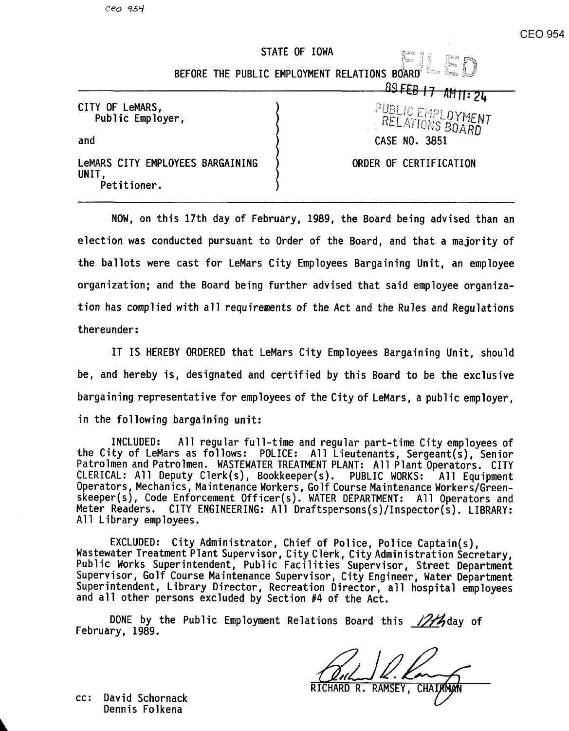ceo 954

CEO 954

STATE OF IOWA

BEFORE THE PUBLIC EMPLOYMENT RELATIONS BOARD

FILED
89 FEB 17 AM 11: 24
PUBLIC EMPLOYMENT RELATIONS BOARD

| | | |
|---|---|---|
| CITY OF LeMARS, Public Employer, | ) | CASE NO. 3851 |
| and | ) | |
| LeMARS CITY EMPLOYEES BARGAINING UNIT, Petitioner. | ) | ORDER OF CERTIFICATION |

NOW, on this 17th day of February, 1989, the Board being advised than an election was conducted pursuant to Order of the Board, and that a majority of the ballots were cast for LeMars City Employees Bargaining Unit, an employee organization; and the Board being further advised that said employee organization has complied with all requirements of the Act and the Rules and Regulations thereunder:

IT IS HEREBY ORDERED that LeMars City Employees Bargaining Unit, should be, and hereby is, designated and certified by this Board to be the exclusive bargaining representative for employees of the City of LeMars, a public employer, in the following bargaining unit:

INCLUDED: All regular full-time and regular part-time City employees of the City of LeMars as follows: POLICE: All Lieutenants, Sergeant(s), Senior Patrolmen and Patrolmen. WASTEWATER TREATMENT PLANT: All Plant Operators. CITY CLERICAL: All Deputy Clerk(s), Bookkeeper(s). PUBLIC WORKS: All Equipment Operators, Mechanics, Maintenance Workers, Golf Course Maintenance Workers/Greenskeeper(s), Code Enforcement Officer(s). WATER DEPARTMENT: All Operators and Meter Readers. CITY ENGINEERING: All Draftspersons(s)/Inspector(s). LIBRARY: All Library employees.

EXCLUDED: City Administrator, Chief of Police, Police Captain(s), Wastewater Treatment Plant Supervisor, City Clerk, City Administration Secretary, Public Works Superintendent, Public Facilities Supervisor, Street Department Supervisor, Golf Course Maintenance Supervisor, City Engineer, Water Department Superintendent, Library Director, Recreation Director, all hospital employees and all other persons excluded by Section #4 of the Act.

DONE by the Public Employment Relations Board this 17th day of February, 1989.

RICHARD R. RAMSEY, CHAIRMAN

cc: David Schornack
Dennis Folkena